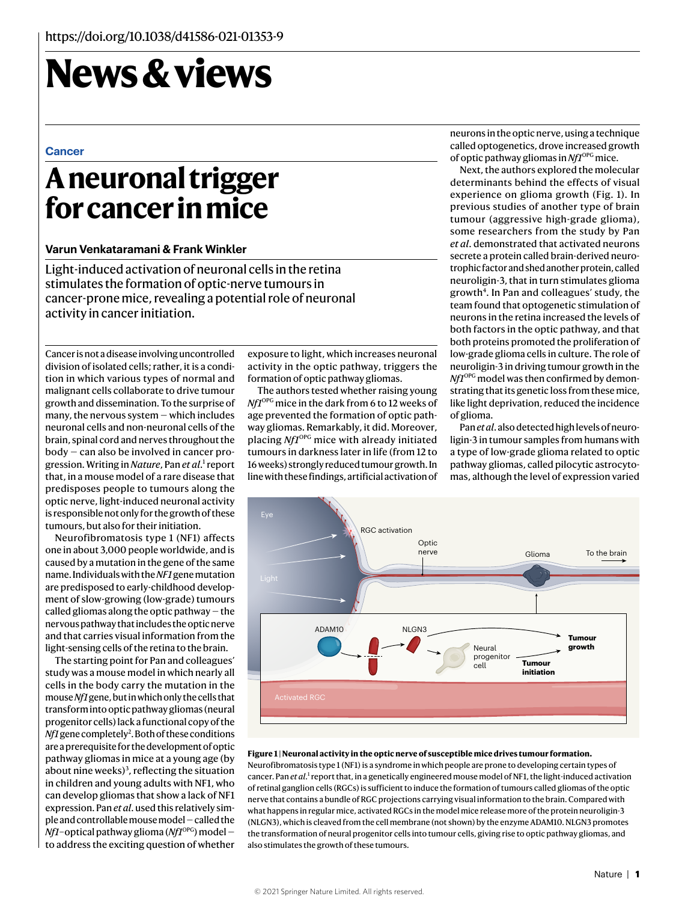https://doi.org/10.1038/d41586-021-01353-9

# News & views

Cancer

## A neuronal trigger for cancer in mice

**Varun Venkataramani & Frank Winkler**

Light-induced activation of neuronal cells in the retina stimulates the formation of optic-nerve tumours in cancer-prone mice, revealing a potential role of neuronal activity in cancer initiation.

Cancer is not a disease involving uncontrolled division of isolated cells; rather, it is a condition in which various types of normal and malignant cells collaborate to drive tumour growth and dissemination. To the surprise of many, the nervous system — which includes neuronal cells and non-neuronal cells of the brain, spinal cord and nerves throughout the body — can also be involved in cancer progression. Writing in *Nature*, Pan *et al.*[1] report that, in a mouse model of a rare disease that predisposes people to tumours along the optic nerve, light-induced neuronal activity is responsible not only for the growth of these tumours, but also for their initiation.

Neurofibromatosis type 1 (NF1) affects one in about 3,000 people worldwide, and is caused by a mutation in the gene of the same name. Individuals with the *NF1* gene mutation are predisposed to early-childhood development of slow-growing (low-grade) tumours called gliomas along the optic pathway — the nervous pathway that includes the optic nerve and that carries visual information from the light-sensing cells of the retina to the brain.

The starting point for Pan and colleagues' study was a mouse model in which nearly all cells in the body carry the mutation in the mouse *Nf1* gene, but in which only the cells that transform into optic pathway gliomas (neural progenitor cells) lack a functional copy of the *Nf1* gene completely[2]. Both of these conditions are a prerequisite for the development of optic pathway gliomas in mice at a young age (by about nine weeks)[3], reflecting the situation in children and young adults with NF1, who can develop gliomas that show a lack of NF1 expression. Pan *et al.* used this relatively simple and controllable mouse model — called the *Nf1*–optical pathway glioma (*Nf1*OPG) model — to address the exciting question of whether exposure to light, which increases neuronal activity in the optic pathway, triggers the formation of optic pathway gliomas.

The authors tested whether raising young *Nf1*OPG mice in the dark from 6 to 12 weeks of age prevented the formation of optic pathway gliomas. Remarkably, it did. Moreover, placing *Nf1*OPG mice with already initiated tumours in darkness later in life (from 12 to 16 weeks) strongly reduced tumour growth. In line with these findings, artificial activation of neurons in the optic nerve, using a technique called optogenetics, drove increased growth of optic pathway gliomas in *Nf1*OPG mice.

Next, the authors explored the molecular determinants behind the effects of visual experience on glioma growth (Fig. 1). In previous studies of another type of brain tumour (aggressive high-grade glioma), some researchers from the study by Pan *et al.* demonstrated that activated neurons secrete a protein called brain-derived neurotrophic factor and shed another protein, called neuroligin-3, that in turn stimulates glioma growth[4]. In Pan and colleagues' study, the team found that optogenetic stimulation of neurons in the retina increased the levels of both factors in the optic pathway, and that both proteins promoted the proliferation of low-grade glioma cells in culture. The role of neuroligin-3 in driving tumour growth in the *Nf1*OPG model was then confirmed by demonstrating that its genetic loss from these mice, like light deprivation, reduced the incidence of glioma.

Pan *et al.* also detected high levels of neuroligin-3 in tumour samples from humans with a type of low-grade glioma related to optic pathway gliomas, called pilocytic astrocytomas, although the level of expression varied

**Figure 1 | Neuronal activity in the optic nerve of susceptible mice drives tumour formation.** Neurofibromatosis type 1 (NF1) is a syndrome in which people are prone to developing certain types of cancer. Pan *et al.*[1] report that, in a genetically engineered mouse model of NF1, the light-induced activation of retinal ganglion cells (RGCs) is sufficient to induce the formation of tumours called gliomas of the optic nerve that contains a bundle of RGC projections carrying visual information to the brain. Compared with what happens in regular mice, activated RGCs in the model mice release more of the protein neuroligin-3 (NLGN3), which is cleaved from the cell membrane (not shown) by the enzyme ADAM10. NLGN3 promotes the transformation of neural progenitor cells into tumour cells, giving rise to optic pathway gliomas, and also stimulates the growth of these tumours.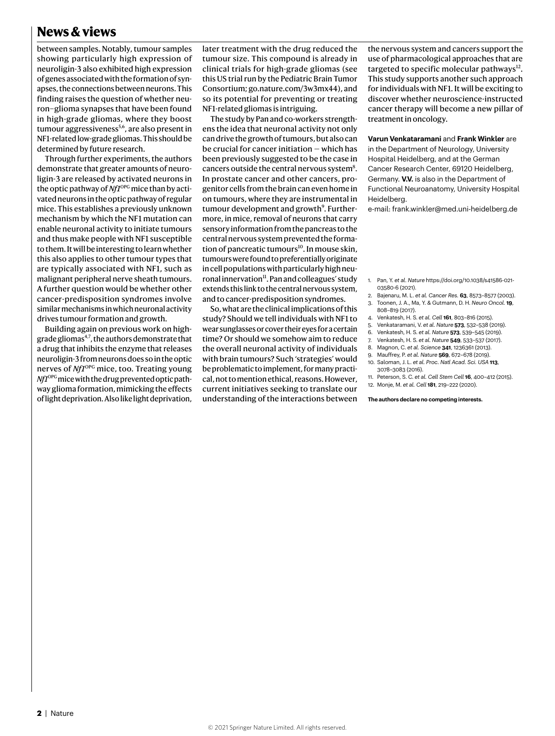between samples. Notably, tumour samples showing particularly high expression of neuroligin-3 also exhibited high expression of genes associated with the formation of synapses, the connections between neurons. This finding raises the question of whether neuron–glioma synapses that have been found in high-grade gliomas, where they boost tumour aggressiveness[5,6], are also present in NF1-related low-grade gliomas. This should be determined by future research.

Through further experiments, the authors demonstrate that greater amounts of neuroligin-3 are released by activated neurons in the optic pathway of *Nf1*$^{OPG}$ mice than by activated neurons in the optic pathway of regular mice. This establishes a previously unknown mechanism by which the NF1 mutation can enable neuronal activity to initiate tumours and thus make people with NF1 susceptible to them. It will be interesting to learn whether this also applies to other tumour types that are typically associated with NF1, such as malignant peripheral nerve sheath tumours. A further question would be whether other cancer-predisposition syndromes involve similar mechanisms in which neuronal activity drives tumour formation and growth.

Building again on previous work on high-grade gliomas[4,7], the authors demonstrate that a drug that inhibits the enzyme that releases neuroligin-3 from neurons does so in the optic nerves of *Nf1*$^{OPG}$ mice, too. Treating young *Nf1*$^{OPG}$ mice with the drug prevented optic pathway glioma formation, mimicking the effects of light deprivation. Also like light deprivation, later treatment with the drug reduced the tumour size. This compound is already in clinical trials for high-grade gliomas (see this US trial run by the Pediatric Brain Tumor Consortium; go.nature.com/3w3mx44), and so its potential for preventing or treating NF1-related gliomas is intriguing.

The study by Pan and co-workers strengthens the idea that neuronal activity not only can drive the growth of tumours, but also can be crucial for cancer initiation — which has been previously suggested to be the case in cancers outside the central nervous system[8]. In prostate cancer and other cancers, progenitor cells from the brain can even home in on tumours, where they are instrumental in tumour development and growth[9]. Furthermore, in mice, removal of neurons that carry sensory information from the pancreas to the central nervous system prevented the formation of pancreatic tumours[10]. In mouse skin, tumours were found to preferentially originate in cell populations with particularly high neuronal innervation[11]. Pan and colleagues' study extends this link to the central nervous system, and to cancer-predisposition syndromes.

So, what are the clinical implications of this study? Should we tell individuals with NF1 to wear sunglasses or cover their eyes for a certain time? Or should we somehow aim to reduce the overall neuronal activity of individuals with brain tumours? Such 'strategies' would be problematic to implement, for many practical, not to mention ethical, reasons. However, current initiatives seeking to translate our understanding of the interactions between the nervous system and cancers support the use of pharmacological approaches that are targeted to specific molecular pathways[12]. This study supports another such approach for individuals with NF1. It will be exciting to discover whether neuroscience-instructed cancer therapy will become a new pillar of treatment in oncology.

**Varun Venkataramani** and **Frank Winkler** are in the Department of Neurology, University Hospital Heidelberg, and at the German Cancer Research Center, 69120 Heidelberg, Germany. **V.V.** is also in the Department of Functional Neuroanatomy, University Hospital Heidelberg.
e-mail: frank.winkler@med.uni-heidelberg.de

1. Pan, Y. *et al. Nature* https://doi.org/10.1038/s41586-021-03580-6 (2021).
2. Bajenaru, M. L. *et al. Cancer Res.* **63**, 8573–8577 (2003).
3. Toonen, J. A., Ma, Y. & Gutmann, D. H. *Neuro Oncol.* **19**, 808–819 (2017).
4. Venkatesh, H. S. *et al. Cell* **161**, 803–816 (2015).
5. Venkataramani, V. *et al. Nature* **573**, 532–538 (2019).
6. Venkatesh, H. S. *et al. Nature* **573**, 539–545 (2019).
7. Venkatesh, H. S. *et al. Nature* **549**, 533–537 (2017).
8. Magnon, C. *et al. Science* **341**, 1236361 (2013).
9. Mauffrey, P. *et al. Nature* **569**, 672–678 (2019).
10. Saloman, J. L. *et al. Proc. Natl Acad. Sci. USA* **113**, 3078–3083 (2016).
11. Peterson, S. C. *et al. Cell Stem Cell* **16**, 400–412 (2015).
12. Monje, M. *et al. Cell* **181**, 219–222 (2020).

**The authors declare no competing interests.**